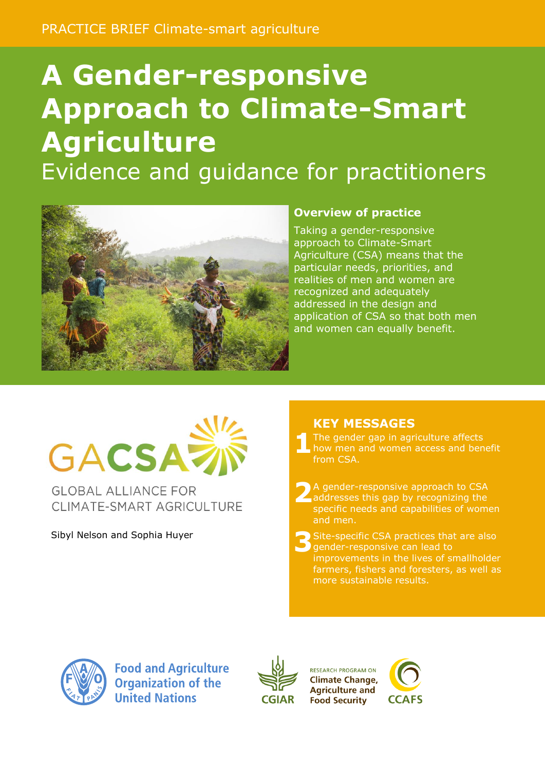PRACTICE BRIEF Climate-smart agriculture

# A Gender-responsive Approach to Climate-Smart Agriculture

## Evidence and guidance for practitioners

### Overview of practice

Taking a gender-responsive approach to Climate-Smart Agriculture (CSA) means that the particular needs, priorities, and realities of men and women are recognized and adequately addressed in the design and application of CSA so that both men and women can equally benefit.

GLOBAL ALLIANCE FOR CLIMATE-SMART AGRICULTURE

Sibyl Nelson and Sophia Huyer

### KEY MESSAGES

1. The gender gap in agriculture affects how men and women access and benefit from CSA.
2. A gender-responsive approach to CSA addresses this gap by recognizing the specific needs and capabilities of women and men.
3. Site-specific CSA practices that are also gender-responsive can lead to improvements in the lives of smallholder farmers, fishers and foresters, as well as more sustainable results.

Food and Agriculture Organization of the United Nations

CGIAR

RESEARCH PROGRAM ON Climate Change, Agriculture and Food Security

CCAFS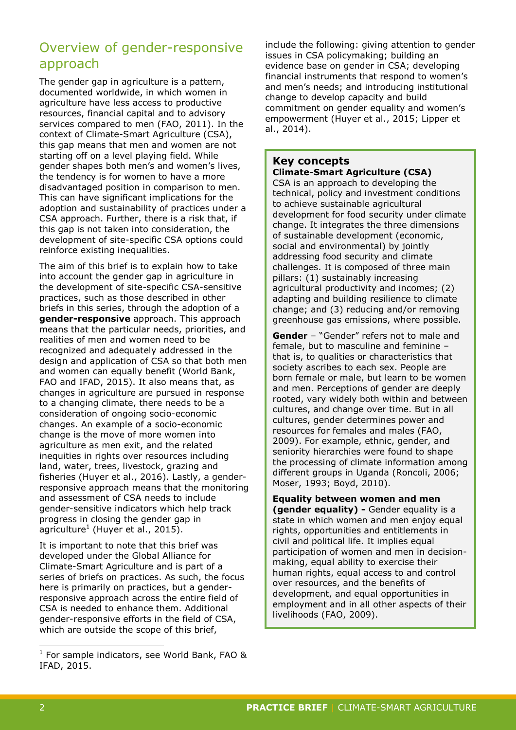## Overview of gender-responsive approach

The gender gap in agriculture is a pattern, documented worldwide, in which women in agriculture have less access to productive resources, financial capital and to advisory services compared to men (FAO, 2011). In the context of Climate-Smart Agriculture (CSA), this gap means that men and women are not starting off on a level playing field. While gender shapes both men's and women's lives, the tendency is for women to have a more disadvantaged position in comparison to men. This can have significant implications for the adoption and sustainability of practices under a CSA approach. Further, there is a risk that, if this gap is not taken into consideration, the development of site-specific CSA options could reinforce existing inequalities.

The aim of this brief is to explain how to take into account the gender gap in agriculture in the development of site-specific CSA-sensitive practices, such as those described in other briefs in this series, through the adoption of a **gender-responsive** approach. This approach means that the particular needs, priorities, and realities of men and women need to be recognized and adequately addressed in the design and application of CSA so that both men and women can equally benefit (World Bank, FAO and IFAD, 2015). It also means that, as changes in agriculture are pursued in response to a changing climate, there needs to be a consideration of ongoing socio-economic changes. An example of a socio-economic change is the move of more women into agriculture as men exit, and the related inequities in rights over resources including land, water, trees, livestock, grazing and fisheries (Huyer et al., 2016). Lastly, a gender-responsive approach means that the monitoring and assessment of CSA needs to include gender-sensitive indicators which help track progress in closing the gender gap in agriculture[1] (Huyer et al., 2015).

It is important to note that this brief was developed under the Global Alliance for Climate-Smart Agriculture and is part of a series of briefs on practices. As such, the focus here is primarily on practices, but a gender-responsive approach across the entire field of CSA is needed to enhance them. Additional gender-responsive efforts in the field of CSA, which are outside the scope of this brief, include the following: giving attention to gender issues in CSA policymaking; building an evidence base on gender in CSA; developing financial instruments that respond to women's and men's needs; and introducing institutional change to develop capacity and build commitment on gender equality and women's empowerment (Huyer et al., 2015; Lipper et al., 2014).

### Key concepts

**Climate-Smart Agriculture (CSA)**
CSA is an approach to developing the technical, policy and investment conditions to achieve sustainable agricultural development for food security under climate change. It integrates the three dimensions of sustainable development (economic, social and environmental) by jointly addressing food security and climate challenges. It is composed of three main pillars: (1) sustainably increasing agricultural productivity and incomes; (2) adapting and building resilience to climate change; and (3) reducing and/or removing greenhouse gas emissions, where possible.

**Gender** – "Gender" refers not to male and female, but to masculine and feminine – that is, to qualities or characteristics that society ascribes to each sex. People are born female or male, but learn to be women and men. Perceptions of gender are deeply rooted, vary widely both within and between cultures, and change over time. But in all cultures, gender determines power and resources for females and males (FAO, 2009). For example, ethnic, gender, and seniority hierarchies were found to shape the processing of climate information among different groups in Uganda (Roncoli, 2006; Moser, 1993; Boyd, 2010).

**Equality between women and men (gender equality) -** Gender equality is a state in which women and men enjoy equal rights, opportunities and entitlements in civil and political life. It implies equal participation of women and men in decision-making, equal ability to exercise their human rights, equal access to and control over resources, and the benefits of development, and equal opportunities in employment and in all other aspects of their livelihoods (FAO, 2009).

[1] For sample indicators, see World Bank, FAO & IFAD, 2015.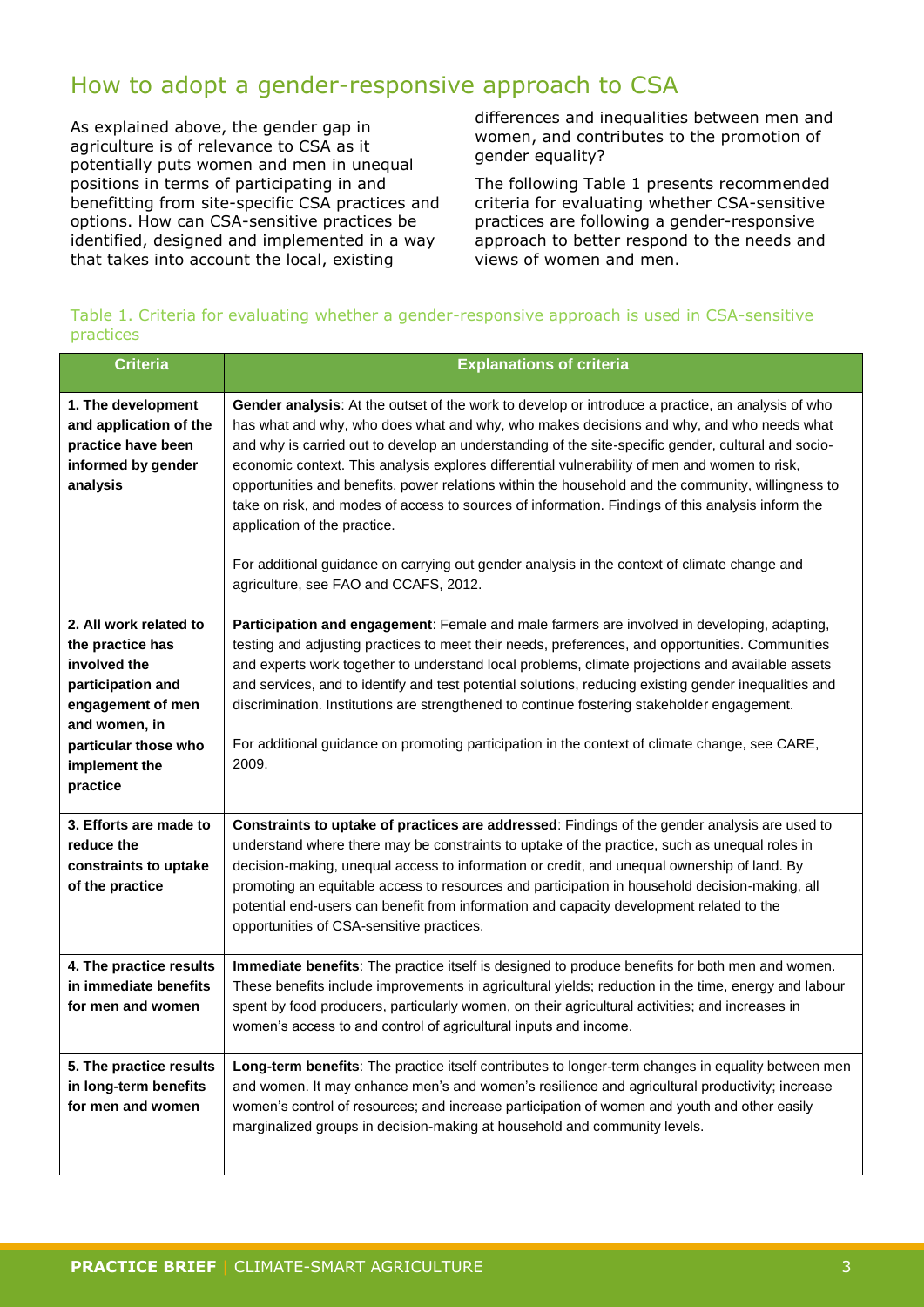## How to adopt a gender-responsive approach to CSA

As explained above, the gender gap in agriculture is of relevance to CSA as it potentially puts women and men in unequal positions in terms of participating in and benefitting from site-specific CSA practices and options. How can CSA-sensitive practices be identified, designed and implemented in a way that takes into account the local, existing differences and inequalities between men and women, and contributes to the promotion of gender equality?

The following Table 1 presents recommended criteria for evaluating whether CSA-sensitive practices are following a gender-responsive approach to better respond to the needs and views of women and men.

Table 1. Criteria for evaluating whether a gender-responsive approach is used in CSA-sensitive practices

| Criteria | Explanations of criteria |
| --- | --- |
| **1. The development and application of the practice have been informed by gender analysis** | **Gender analysis**: At the outset of the work to develop or introduce a practice, an analysis of who has what and why, who does what and why, who makes decisions and why, and who needs what and why is carried out to develop an understanding of the site-specific gender, cultural and socio-economic context. This analysis explores differential vulnerability of men and women to risk, opportunities and benefits, power relations within the household and the community, willingness to take on risk, and modes of access to sources of information. Findings of this analysis inform the application of the practice.<br><br>For additional guidance on carrying out gender analysis in the context of climate change and agriculture, see FAO and CCAFS, 2012. |
| **2. All work related to the practice has involved the participation and engagement of men and women, in particular those who implement the practice** | **Participation and engagement**: Female and male farmers are involved in developing, adapting, testing and adjusting practices to meet their needs, preferences, and opportunities. Communities and experts work together to understand local problems, climate projections and available assets and services, and to identify and test potential solutions, reducing existing gender inequalities and discrimination. Institutions are strengthened to continue fostering stakeholder engagement.<br><br>For additional guidance on promoting participation in the context of climate change, see CARE, 2009. |
| **3. Efforts are made to reduce the constraints to uptake of the practice** | **Constraints to uptake of practices are addressed**: Findings of the gender analysis are used to understand where there may be constraints to uptake of the practice, such as unequal roles in decision-making, unequal access to information or credit, and unequal ownership of land. By promoting an equitable access to resources and participation in household decision-making, all potential end-users can benefit from information and capacity development related to the opportunities of CSA-sensitive practices. |
| **4. The practice results in immediate benefits for men and women** | **Immediate benefits**: The practice itself is designed to produce benefits for both men and women. These benefits include improvements in agricultural yields; reduction in the time, energy and labour spent by food producers, particularly women, on their agricultural activities; and increases in women's access to and control of agricultural inputs and income. |
| **5. The practice results in long-term benefits for men and women** | **Long-term benefits**: The practice itself contributes to longer-term changes in equality between men and women. It may enhance men's and women's resilience and agricultural productivity; increase women's control of resources; and increase participation of women and youth and other easily marginalized groups in decision-making at household and community levels. |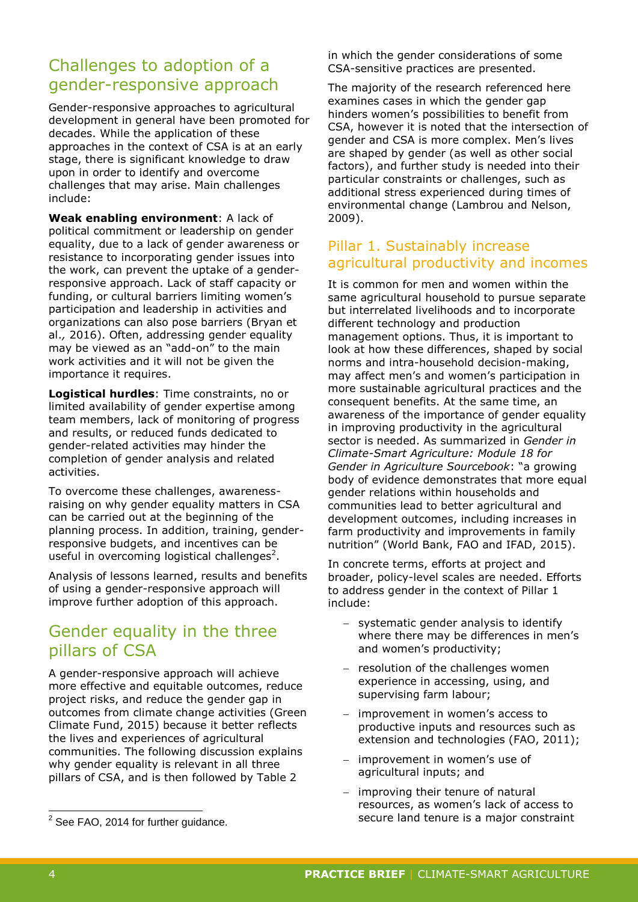## Challenges to adoption of a gender-responsive approach

Gender-responsive approaches to agricultural development in general have been promoted for decades. While the application of these approaches in the context of CSA is at an early stage, there is significant knowledge to draw upon in order to identify and overcome challenges that may arise. Main challenges include:

**Weak enabling environment**: A lack of political commitment or leadership on gender equality, due to a lack of gender awareness or resistance to incorporating gender issues into the work, can prevent the uptake of a gender-responsive approach. Lack of staff capacity or funding, or cultural barriers limiting women's participation and leadership in activities and organizations can also pose barriers (Bryan et al*.,* 2016). Often, addressing gender equality may be viewed as an "add-on" to the main work activities and it will not be given the importance it requires.

**Logistical hurdles**: Time constraints, no or limited availability of gender expertise among team members, lack of monitoring of progress and results, or reduced funds dedicated to gender-related activities may hinder the completion of gender analysis and related activities.

To overcome these challenges, awareness-raising on why gender equality matters in CSA can be carried out at the beginning of the planning process. In addition, training, gender-responsive budgets, and incentives can be useful in overcoming logistical challenges[2].

Analysis of lessons learned, results and benefits of using a gender-responsive approach will improve further adoption of this approach.

## Gender equality in the three pillars of CSA

A gender-responsive approach will achieve more effective and equitable outcomes, reduce project risks, and reduce the gender gap in outcomes from climate change activities (Green Climate Fund, 2015) because it better reflects the lives and experiences of agricultural communities. The following discussion explains why gender equality is relevant in all three pillars of CSA, and is then followed by Table 2 in which the gender considerations of some CSA-sensitive practices are presented.

The majority of the research referenced here examines cases in which the gender gap hinders women's possibilities to benefit from CSA, however it is noted that the intersection of gender and CSA is more complex. Men's lives are shaped by gender (as well as other social factors), and further study is needed into their particular constraints or challenges, such as additional stress experienced during times of environmental change (Lambrou and Nelson, 2009).

### Pillar 1. Sustainably increase agricultural productivity and incomes

It is common for men and women within the same agricultural household to pursue separate but interrelated livelihoods and to incorporate different technology and production management options. Thus, it is important to look at how these differences, shaped by social norms and intra-household decision-making, may affect men's and women's participation in more sustainable agricultural practices and the consequent benefits. At the same time, an awareness of the importance of gender equality in improving productivity in the agricultural sector is needed. As summarized in *Gender in Climate-Smart Agriculture: Module 18 for Gender in Agriculture Sourcebook*: "a growing body of evidence demonstrates that more equal gender relations within households and communities lead to better agricultural and development outcomes, including increases in farm productivity and improvements in family nutrition" (World Bank, FAO and IFAD, 2015).

In concrete terms, efforts at project and broader, policy-level scales are needed. Efforts to address gender in the context of Pillar 1 include:

- systematic gender analysis to identify where there may be differences in men's and women's productivity;
- resolution of the challenges women experience in accessing, using, and supervising farm labour;
- improvement in women's access to productive inputs and resources such as extension and technologies (FAO, 2011);
- improvement in women's use of agricultural inputs; and
- improving their tenure of natural resources, as women's lack of access to secure land tenure is a major constraint

[2] See FAO, 2014 for further guidance.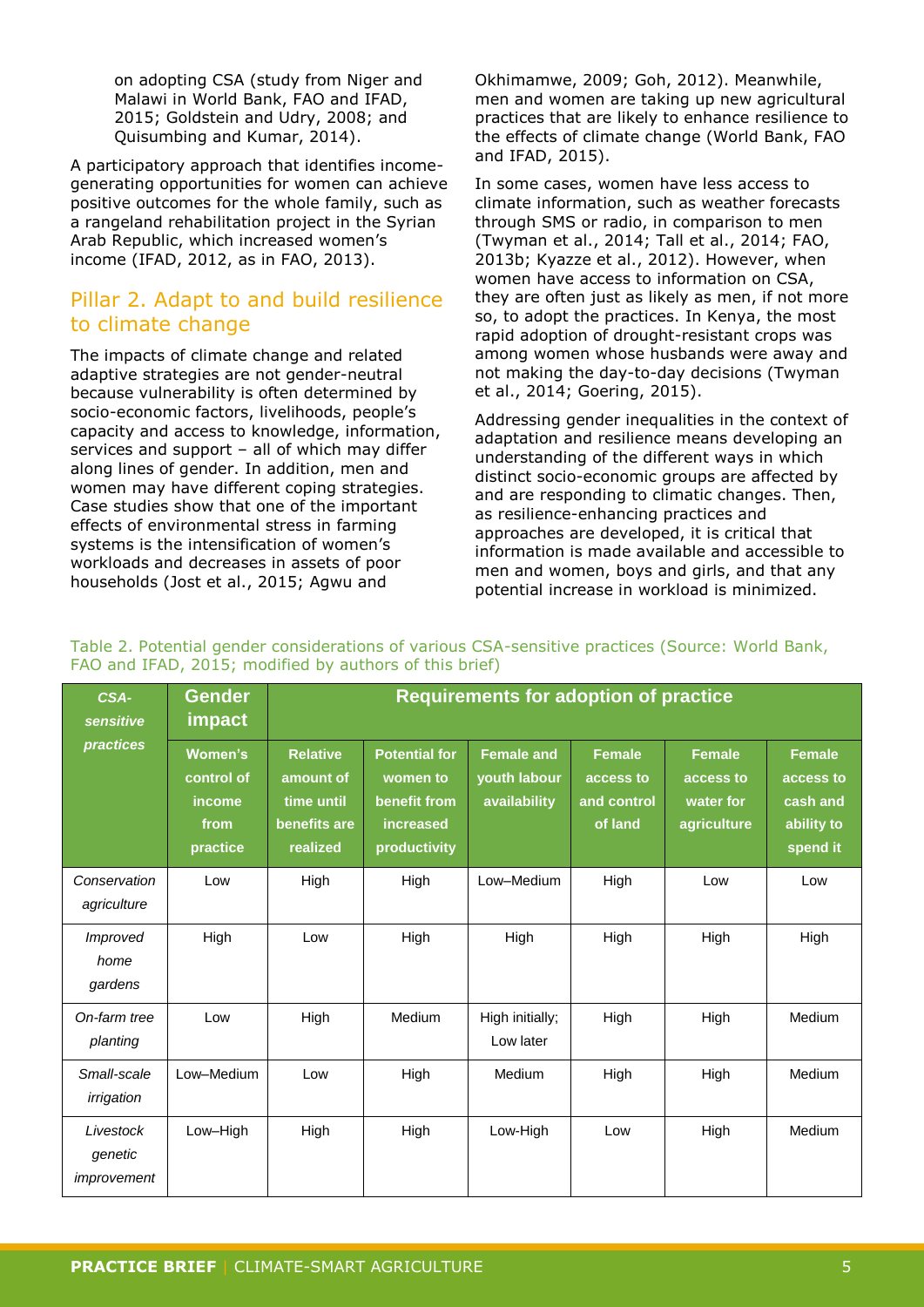on adopting CSA (study from Niger and Malawi in World Bank, FAO and IFAD, 2015; Goldstein and Udry, 2008; and Quisumbing and Kumar, 2014).

A participatory approach that identifies income-generating opportunities for women can achieve positive outcomes for the whole family, such as a rangeland rehabilitation project in the Syrian Arab Republic, which increased women's income (IFAD, 2012, as in FAO, 2013).

## Pillar 2. Adapt to and build resilience to climate change

The impacts of climate change and related adaptive strategies are not gender-neutral because vulnerability is often determined by socio-economic factors, livelihoods, people's capacity and access to knowledge, information, services and support – all of which may differ along lines of gender. In addition, men and women may have different coping strategies. Case studies show that one of the important effects of environmental stress in farming systems is the intensification of women's workloads and decreases in assets of poor households (Jost et al., 2015; Agwu and Okhimamwe, 2009; Goh, 2012). Meanwhile, men and women are taking up new agricultural practices that are likely to enhance resilience to the effects of climate change (World Bank, FAO and IFAD, 2015).

In some cases, women have less access to climate information, such as weather forecasts through SMS or radio, in comparison to men (Twyman et al., 2014; Tall et al., 2014; FAO, 2013b; Kyazze et al., 2012). However, when women have access to information on CSA, they are often just as likely as men, if not more so, to adopt the practices. In Kenya, the most rapid adoption of drought-resistant crops was among women whose husbands were away and not making the day-to-day decisions (Twyman et al., 2014; Goering, 2015).

Addressing gender inequalities in the context of adaptation and resilience means developing an understanding of the different ways in which distinct socio-economic groups are affected by and are responding to climatic changes. Then, as resilience-enhancing practices and approaches are developed, it is critical that information is made available and accessible to men and women, boys and girls, and that any potential increase in workload is minimized.

Table 2. Potential gender considerations of various CSA-sensitive practices (Source: World Bank, FAO and IFAD, 2015; modified by authors of this brief)

| CSA-sensitive practices | Gender impact | Requirements for adoption of practice | | | | | |
|---|---|---|---|---|---|---|---|
| | Women's control of income from practice | Relative amount of time until benefits are realized | Potential for women to benefit from increased productivity | Female and youth labour availability | Female access to and control of land | Female access to water for agriculture | Female access to cash and ability to spend it |
| *Conservation agriculture* | Low | High | High | Low–Medium | High | Low | Low |
| *Improved home gardens* | High | Low | High | High | High | High | High |
| *On-farm tree planting* | Low | High | Medium | High initially; Low later | High | High | Medium |
| *Small-scale irrigation* | Low–Medium | Low | High | Medium | High | High | Medium |
| *Livestock genetic improvement* | Low–High | High | High | Low-High | Low | High | Medium |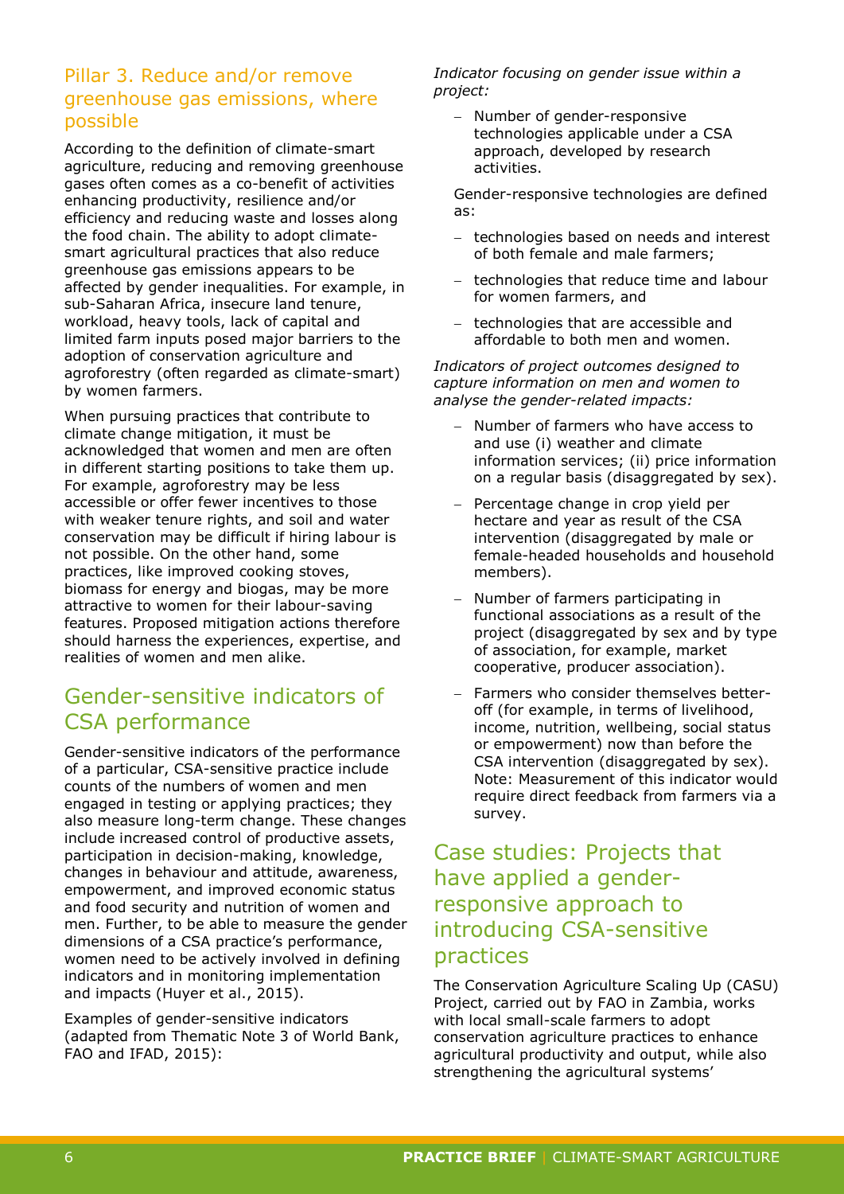## Pillar 3. Reduce and/or remove greenhouse gas emissions, where possible

According to the definition of climate-smart agriculture, reducing and removing greenhouse gases often comes as a co-benefit of activities enhancing productivity, resilience and/or efficiency and reducing waste and losses along the food chain. The ability to adopt climate-smart agricultural practices that also reduce greenhouse gas emissions appears to be affected by gender inequalities. For example, in sub-Saharan Africa, insecure land tenure, workload, heavy tools, lack of capital and limited farm inputs posed major barriers to the adoption of conservation agriculture and agroforestry (often regarded as climate-smart) by women farmers.

When pursuing practices that contribute to climate change mitigation, it must be acknowledged that women and men are often in different starting positions to take them up. For example, agroforestry may be less accessible or offer fewer incentives to those with weaker tenure rights, and soil and water conservation may be difficult if hiring labour is not possible. On the other hand, some practices, like improved cooking stoves, biomass for energy and biogas, may be more attractive to women for their labour-saving features. Proposed mitigation actions therefore should harness the experiences, expertise, and realities of women and men alike.

## Gender-sensitive indicators of CSA performance

Gender-sensitive indicators of the performance of a particular, CSA-sensitive practice include counts of the numbers of women and men engaged in testing or applying practices; they also measure long-term change. These changes include increased control of productive assets, participation in decision-making, knowledge, changes in behaviour and attitude, awareness, empowerment, and improved economic status and food security and nutrition of women and men. Further, to be able to measure the gender dimensions of a CSA practice's performance, women need to be actively involved in defining indicators and in monitoring implementation and impacts (Huyer et al., 2015).

Examples of gender-sensitive indicators (adapted from Thematic Note 3 of World Bank, FAO and IFAD, 2015):

*Indicator focusing on gender issue within a project:*

- Number of gender-responsive technologies applicable under a CSA approach, developed by research activities.

Gender-responsive technologies are defined as:

- technologies based on needs and interest of both female and male farmers;
- technologies that reduce time and labour for women farmers, and
- technologies that are accessible and affordable to both men and women.

*Indicators of project outcomes designed to capture information on men and women to analyse the gender-related impacts:*

- Number of farmers who have access to and use (i) weather and climate information services; (ii) price information on a regular basis (disaggregated by sex).
- Percentage change in crop yield per hectare and year as result of the CSA intervention (disaggregated by male or female-headed households and household members).
- Number of farmers participating in functional associations as a result of the project (disaggregated by sex and by type of association, for example, market cooperative, producer association).
- Farmers who consider themselves better-off (for example, in terms of livelihood, income, nutrition, wellbeing, social status or empowerment) now than before the CSA intervention (disaggregated by sex). Note: Measurement of this indicator would require direct feedback from farmers via a survey.

## Case studies: Projects that have applied a gender-responsive approach to introducing CSA-sensitive practices

The Conservation Agriculture Scaling Up (CASU) Project, carried out by FAO in Zambia, works with local small-scale farmers to adopt conservation agriculture practices to enhance agricultural productivity and output, while also strengthening the agricultural systems'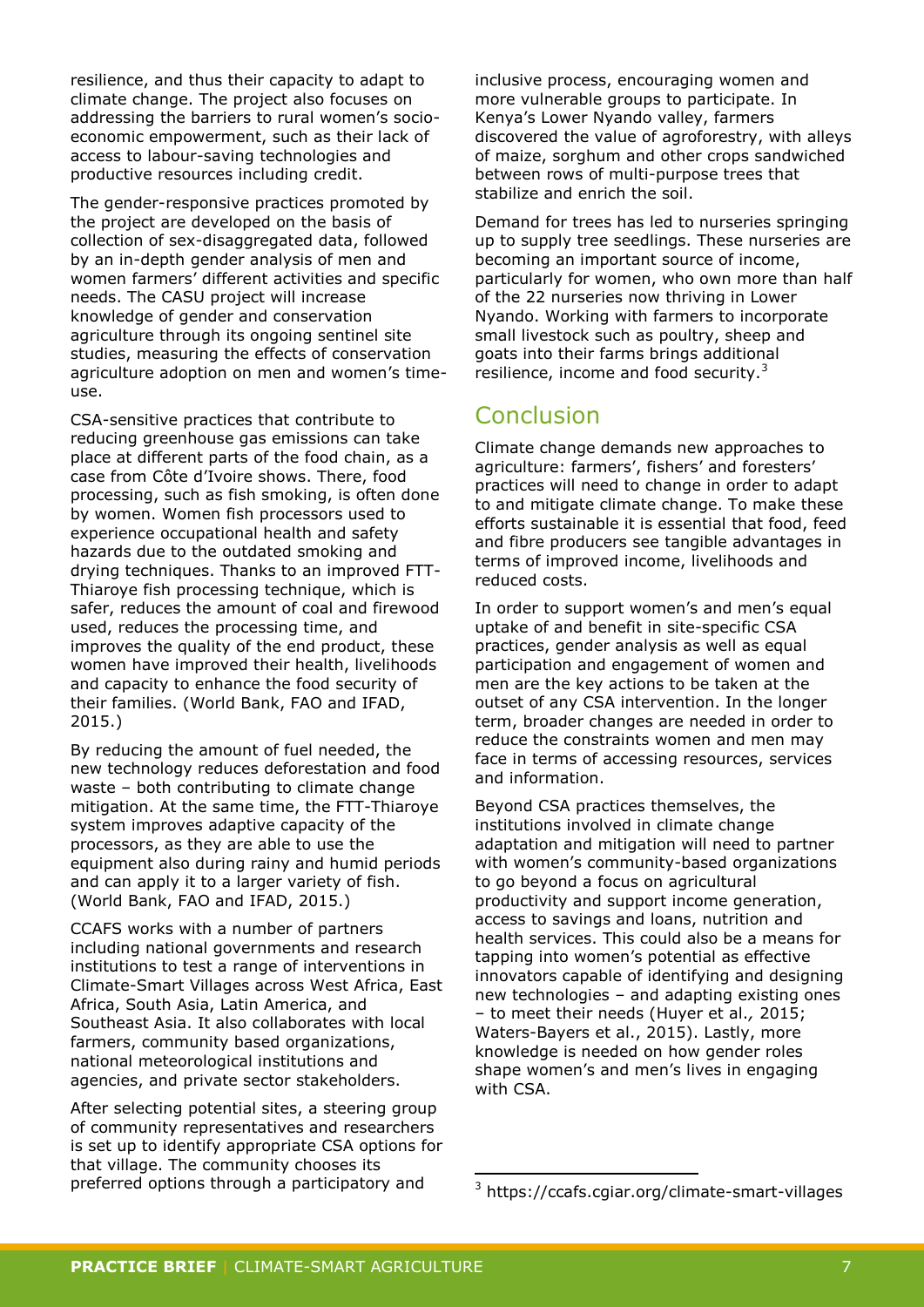resilience, and thus their capacity to adapt to climate change. The project also focuses on addressing the barriers to rural women's socio-economic empowerment, such as their lack of access to labour-saving technologies and productive resources including credit.

The gender-responsive practices promoted by the project are developed on the basis of collection of sex-disaggregated data, followed by an in-depth gender analysis of men and women farmers' different activities and specific needs. The CASU project will increase knowledge of gender and conservation agriculture through its ongoing sentinel site studies, measuring the effects of conservation agriculture adoption on men and women's time-use.

CSA-sensitive practices that contribute to reducing greenhouse gas emissions can take place at different parts of the food chain, as a case from Côte d'Ivoire shows. There, food processing, such as fish smoking, is often done by women. Women fish processors used to experience occupational health and safety hazards due to the outdated smoking and drying techniques. Thanks to an improved FTT-Thiaroye fish processing technique, which is safer, reduces the amount of coal and firewood used, reduces the processing time, and improves the quality of the end product, these women have improved their health, livelihoods and capacity to enhance the food security of their families. (World Bank, FAO and IFAD, 2015.)

By reducing the amount of fuel needed, the new technology reduces deforestation and food waste – both contributing to climate change mitigation. At the same time, the FTT-Thiaroye system improves adaptive capacity of the processors, as they are able to use the equipment also during rainy and humid periods and can apply it to a larger variety of fish. (World Bank, FAO and IFAD, 2015.)

CCAFS works with a number of partners including national governments and research institutions to test a range of interventions in Climate-Smart Villages across West Africa, East Africa, South Asia, Latin America, and Southeast Asia. It also collaborates with local farmers, community based organizations, national meteorological institutions and agencies, and private sector stakeholders.

After selecting potential sites, a steering group of community representatives and researchers is set up to identify appropriate CSA options for that village. The community chooses its preferred options through a participatory and inclusive process, encouraging women and more vulnerable groups to participate. In Kenya's Lower Nyando valley, farmers discovered the value of agroforestry, with alleys of maize, sorghum and other crops sandwiched between rows of multi-purpose trees that stabilize and enrich the soil.

Demand for trees has led to nurseries springing up to supply tree seedlings. These nurseries are becoming an important source of income, particularly for women, who own more than half of the 22 nurseries now thriving in Lower Nyando. Working with farmers to incorporate small livestock such as poultry, sheep and goats into their farms brings additional resilience, income and food security.[3]

## Conclusion

Climate change demands new approaches to agriculture: farmers', fishers' and foresters' practices will need to change in order to adapt to and mitigate climate change. To make these efforts sustainable it is essential that food, feed and fibre producers see tangible advantages in terms of improved income, livelihoods and reduced costs.

In order to support women's and men's equal uptake of and benefit in site-specific CSA practices, gender analysis as well as equal participation and engagement of women and men are the key actions to be taken at the outset of any CSA intervention. In the longer term, broader changes are needed in order to reduce the constraints women and men may face in terms of accessing resources, services and information.

Beyond CSA practices themselves, the institutions involved in climate change adaptation and mitigation will need to partner with women's community-based organizations to go beyond a focus on agricultural productivity and support income generation, access to savings and loans, nutrition and health services. This could also be a means for tapping into women's potential as effective innovators capable of identifying and designing new technologies – and adapting existing ones – to meet their needs (Huyer et al*.,* 2015; Waters-Bayers et al., 2015). Lastly, more knowledge is needed on how gender roles shape women's and men's lives in engaging with CSA.

---

[3] https://ccafs.cgiar.org/climate-smart-villages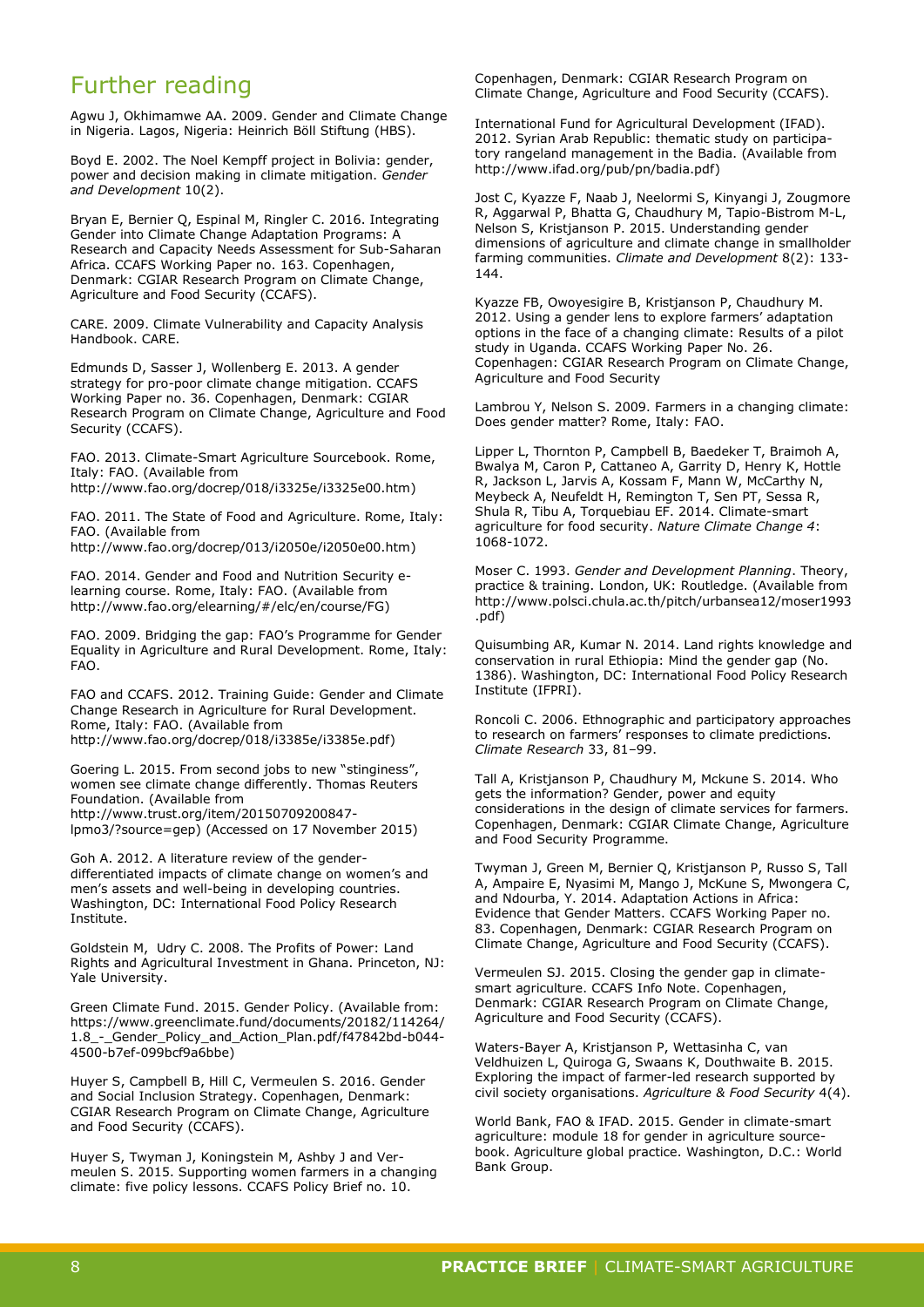## Further reading

Agwu J, Okhimamwe AA. 2009. Gender and Climate Change in Nigeria. Lagos, Nigeria: Heinrich Böll Stiftung (HBS).

Boyd E. 2002. The Noel Kempff project in Bolivia: gender, power and decision making in climate mitigation. *Gender and Development* 10(2).

Bryan E, Bernier Q, Espinal M, Ringler C. 2016. Integrating Gender into Climate Change Adaptation Programs: A Research and Capacity Needs Assessment for Sub-Saharan Africa. CCAFS Working Paper no. 163. Copenhagen, Denmark: CGIAR Research Program on Climate Change, Agriculture and Food Security (CCAFS).

CARE. 2009. Climate Vulnerability and Capacity Analysis Handbook. CARE.

Edmunds D, Sasser J, Wollenberg E. 2013. A gender strategy for pro-poor climate change mitigation. CCAFS Working Paper no. 36. Copenhagen, Denmark: CGIAR Research Program on Climate Change, Agriculture and Food Security (CCAFS).

FAO. 2013. Climate-Smart Agriculture Sourcebook. Rome, Italy: FAO. (Available from http://www.fao.org/docrep/018/i3325e/i3325e00.htm)

FAO. 2011. The State of Food and Agriculture. Rome, Italy: FAO. (Available from http://www.fao.org/docrep/013/i2050e/i2050e00.htm)

FAO. 2014. Gender and Food and Nutrition Security e-learning course. Rome, Italy: FAO. (Available from http://www.fao.org/elearning/#/elc/en/course/FG)

FAO. 2009. Bridging the gap: FAO's Programme for Gender Equality in Agriculture and Rural Development. Rome, Italy: FAO.

FAO and CCAFS. 2012. Training Guide: Gender and Climate Change Research in Agriculture for Rural Development. Rome, Italy: FAO. (Available from http://www.fao.org/docrep/018/i3385e/i3385e.pdf)

Goering L. 2015. From second jobs to new "stinginess", women see climate change differently. Thomas Reuters Foundation. (Available from http://www.trust.org/item/20150709200847-lpmo3/?source=gep) (Accessed on 17 November 2015)

Goh A. 2012. A literature review of the gender-differentiated impacts of climate change on women's and men's assets and well-being in developing countries. Washington, DC: International Food Policy Research Institute.

Goldstein M, Udry C. 2008. The Profits of Power: Land Rights and Agricultural Investment in Ghana. Princeton, NJ: Yale University.

Green Climate Fund. 2015. Gender Policy. (Available from: https://www.greenclimate.fund/documents/20182/114264/1.8_-_Gender_Policy_and_Action_Plan.pdf/f47842bd-b044-4500-b7ef-099bcf9a6bbe)

Huyer S, Campbell B, Hill C, Vermeulen S. 2016. Gender and Social Inclusion Strategy. Copenhagen, Denmark: CGIAR Research Program on Climate Change, Agriculture and Food Security (CCAFS).

Huyer S, Twyman J, Koningstein M, Ashby J and Vermeulen S. 2015. Supporting women farmers in a changing climate: five policy lessons. CCAFS Policy Brief no. 10. Copenhagen, Denmark: CGIAR Research Program on Climate Change, Agriculture and Food Security (CCAFS).

International Fund for Agricultural Development (IFAD). 2012. Syrian Arab Republic: thematic study on participatory rangeland management in the Badia. (Available from http://www.ifad.org/pub/pn/badia.pdf)

Jost C, Kyazze F, Naab J, Neelormi S, Kinyangi J, Zougmore R, Aggarwal P, Bhatta G, Chaudhury M, Tapio-Bistrom M-L, Nelson S, Kristjanson P. 2015. Understanding gender dimensions of agriculture and climate change in smallholder farming communities. *Climate and Development* 8(2): 133-144.

Kyazze FB, Owoyesigire B, Kristjanson P, Chaudhury M. 2012. Using a gender lens to explore farmers' adaptation options in the face of a changing climate: Results of a pilot study in Uganda. CCAFS Working Paper No. 26. Copenhagen: CGIAR Research Program on Climate Change, Agriculture and Food Security

Lambrou Y, Nelson S. 2009. Farmers in a changing climate: Does gender matter? Rome, Italy: FAO.

Lipper L, Thornton P, Campbell B, Baedeker T, Braimoh A, Bwalya M, Caron P, Cattaneo A, Garrity D, Henry K, Hottle R, Jackson L, Jarvis A, Kossam F, Mann W, McCarthy N, Meybeck A, Neufeldt H, Remington T, Sen PT, Sessa R, Shula R, Tibu A, Torquebiau EF. 2014. Climate-smart agriculture for food security. *Nature Climate Change 4*: 1068-1072.

Moser C. 1993. *Gender and Development Planning*. Theory, practice & training. London, UK: Routledge. (Available from http://www.polsci.chula.ac.th/pitch/urbansea12/moser1993.pdf)

Quisumbing AR, Kumar N. 2014. Land rights knowledge and conservation in rural Ethiopia: Mind the gender gap (No. 1386). Washington, DC: International Food Policy Research Institute (IFPRI).

Roncoli C. 2006. Ethnographic and participatory approaches to research on farmers' responses to climate predictions. *Climate Research* 33, 81–99.

Tall A, Kristjanson P, Chaudhury M, Mckune S. 2014. Who gets the information? Gender, power and equity considerations in the design of climate services for farmers. Copenhagen, Denmark: CGIAR Climate Change, Agriculture and Food Security Programme.

Twyman J, Green M, Bernier Q, Kristjanson P, Russo S, Tall A, Ampaire E, Nyasimi M, Mango J, McKune S, Mwongera C, and Ndourba, Y. 2014. Adaptation Actions in Africa: Evidence that Gender Matters. CCAFS Working Paper no. 83. Copenhagen, Denmark: CGIAR Research Program on Climate Change, Agriculture and Food Security (CCAFS).

Vermeulen SJ. 2015. Closing the gender gap in climate-smart agriculture. CCAFS Info Note. Copenhagen, Denmark: CGIAR Research Program on Climate Change, Agriculture and Food Security (CCAFS).

Waters-Bayer A, Kristjanson P, Wettasinha C, van Veldhuizen L, Quiroga G, Swaans K, Douthwaite B. 2015. Exploring the impact of farmer-led research supported by civil society organisations. *Agriculture & Food Security* 4(4).

World Bank, FAO & IFAD. 2015. Gender in climate-smart agriculture: module 18 for gender in agriculture sourcebook. Agriculture global practice. Washington, D.C.: World Bank Group.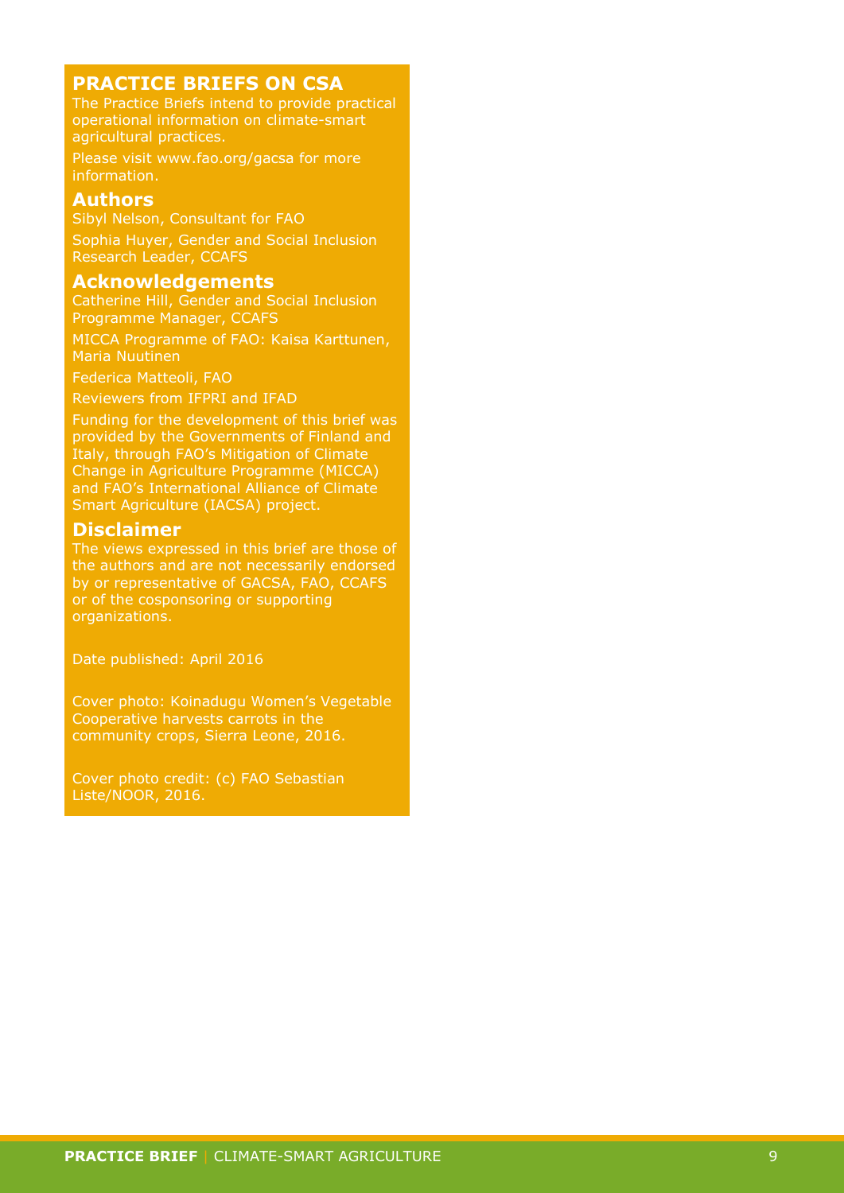## PRACTICE BRIEFS ON CSA

The Practice Briefs intend to provide practical operational information on climate-smart agricultural practices.

Please visit www.fao.org/gacsa for more information.

## Authors

Sibyl Nelson, Consultant for FAO

Sophia Huyer, Gender and Social Inclusion Research Leader, CCAFS

## Acknowledgements

Catherine Hill, Gender and Social Inclusion Programme Manager, CCAFS

MICCA Programme of FAO: Kaisa Karttunen, Maria Nuutinen

Federica Matteoli, FAO

Reviewers from IFPRI and IFAD

Funding for the development of this brief was provided by the Governments of Finland and Italy, through FAO's Mitigation of Climate Change in Agriculture Programme (MICCA) and FAO's International Alliance of Climate Smart Agriculture (IACSA) project.

## Disclaimer

The views expressed in this brief are those of the authors and are not necessarily endorsed by or representative of GACSA, FAO, CCAFS or of the cosponsoring or supporting organizations.

Date published: April 2016

Cover photo: Koinadugu Women's Vegetable Cooperative harvests carrots in the community crops, Sierra Leone, 2016.

Cover photo credit: (c) FAO Sebastian Liste/NOOR, 2016.